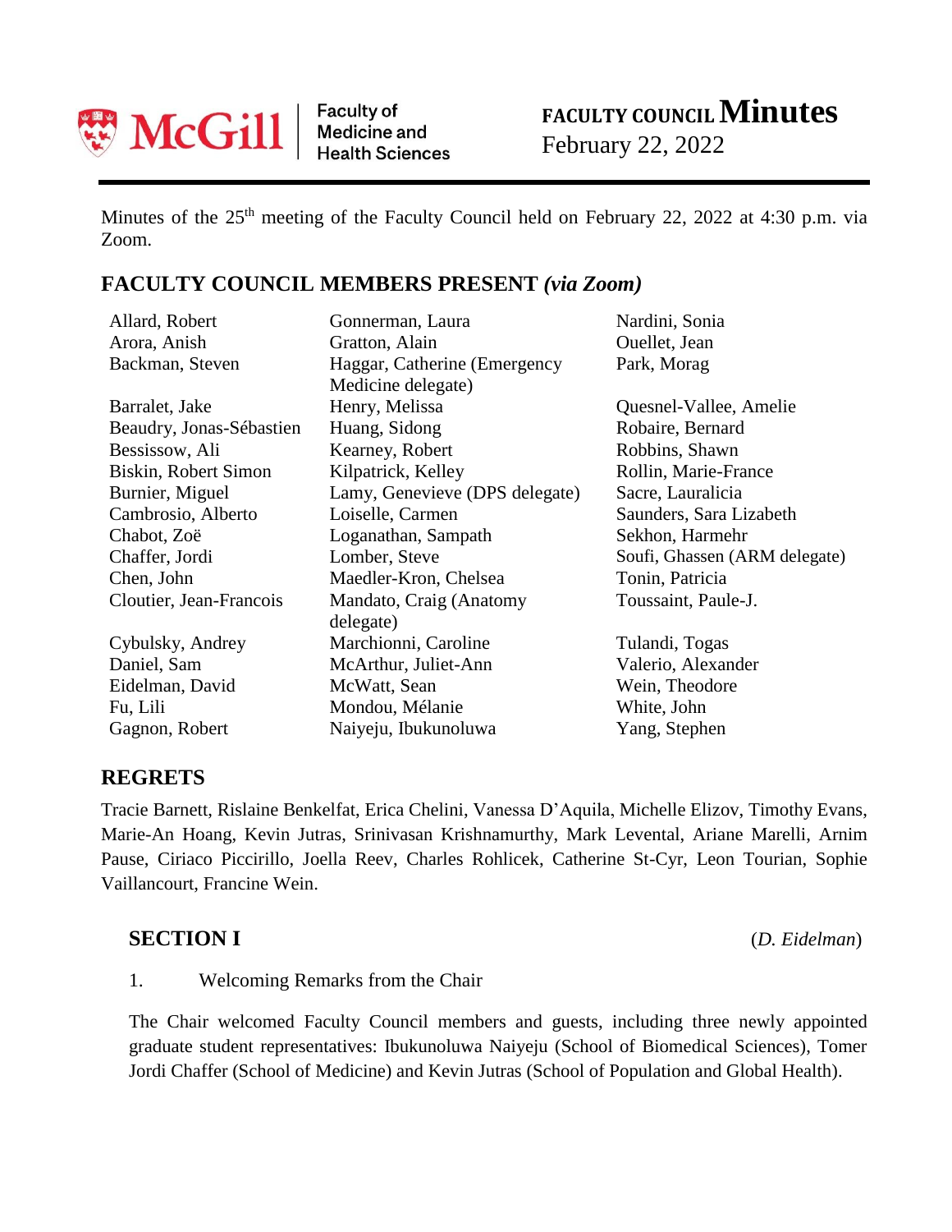McGill | Faculty of Medicine and Health Sciences

# FACULTY COUNCIL Minutes
February 22, 2022

Minutes of the 25th meeting of the Faculty Council held on February 22, 2022 at 4:30 p.m. via Zoom.

## FACULTY COUNCIL MEMBERS PRESENT *(via Zoom)*

Allard, Robert
Arora, Anish
Backman, Steven
Barralet, Jake
Beaudry, Jonas-Sébastien
Bessissow, Ali
Biskin, Robert Simon
Burnier, Miguel
Cambrosio, Alberto
Chabot, Zoë
Chaffer, Jordi
Chen, John
Cloutier, Jean-Francois
Cybulsky, Andrey
Daniel, Sam
Eidelman, David
Fu, Lili
Gagnon, Robert
Gonnerman, Laura
Gratton, Alain
Haggar, Catherine (Emergency Medicine delegate)
Henry, Melissa
Huang, Sidong
Kearney, Robert
Kilpatrick, Kelley
Lamy, Genevieve (DPS delegate)
Loiselle, Carmen
Loganathan, Sampath
Lomber, Steve
Maedler-Kron, Chelsea
Mandato, Craig (Anatomy delegate)
Marchionni, Caroline
McArthur, Juliet-Ann
McWatt, Sean
Mondou, Mélanie
Naiyeju, Ibukunoluwa
Nardini, Sonia
Ouellet, Jean
Park, Morag
Quesnel-Vallee, Amelie
Robaire, Bernard
Robbins, Shawn
Rollin, Marie-France
Sacre, Lauralicia
Saunders, Sara Lizabeth
Sekhon, Harmehr
Soufi, Ghassen (ARM delegate)
Tonin, Patricia
Toussaint, Paule-J.
Tulandi, Togas
Valerio, Alexander
Wein, Theodore
White, John
Yang, Stephen

## REGRETS

Tracie Barnett, Rislaine Benkelfat, Erica Chelini, Vanessa D'Aquila, Michelle Elizov, Timothy Evans, Marie-An Hoang, Kevin Jutras, Srinivasan Krishnamurthy, Mark Levental, Ariane Marelli, Arnim Pause, Ciriaco Piccirillo, Joella Reev, Charles Rohlicek, Catherine St-Cyr, Leon Tourian, Sophie Vaillancourt, Francine Wein.

## SECTION I (*D. Eidelman*)

1. Welcoming Remarks from the Chair

The Chair welcomed Faculty Council members and guests, including three newly appointed graduate student representatives: Ibukunoluwa Naiyeju (School of Biomedical Sciences), Tomer Jordi Chaffer (School of Medicine) and Kevin Jutras (School of Population and Global Health).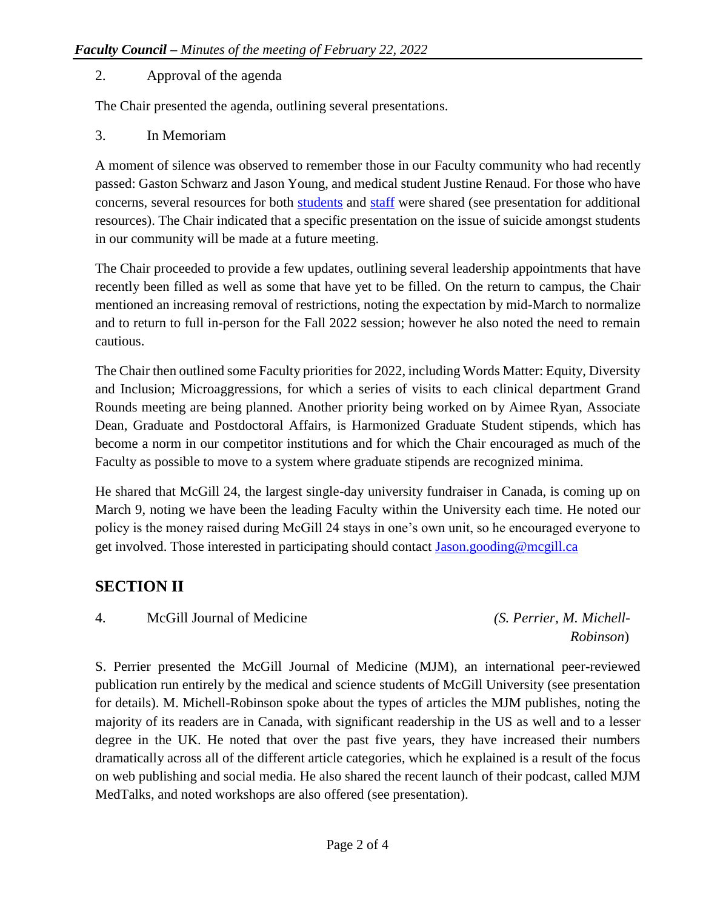2. Approval of the agenda

The Chair presented the agenda, outlining several presentations.

3. In Memoriam

A moment of silence was observed to remember those in our Faculty community who had recently passed: Gaston Schwarz and Jason Young, and medical student Justine Renaud. For those who have concerns, several resources for both [students]() and [staff]() were shared (see presentation for additional resources). The Chair indicated that a specific presentation on the issue of suicide amongst students in our community will be made at a future meeting.

The Chair proceeded to provide a few updates, outlining several leadership appointments that have recently been filled as well as some that have yet to be filled. On the return to campus, the Chair mentioned an increasing removal of restrictions, noting the expectation by mid-March to normalize and to return to full in-person for the Fall 2022 session; however he also noted the need to remain cautious.

The Chair then outlined some Faculty priorities for 2022, including Words Matter: Equity, Diversity and Inclusion; Microaggressions, for which a series of visits to each clinical department Grand Rounds meeting are being planned. Another priority being worked on by Aimee Ryan, Associate Dean, Graduate and Postdoctoral Affairs, is Harmonized Graduate Student stipends, which has become a norm in our competitor institutions and for which the Chair encouraged as much of the Faculty as possible to move to a system where graduate stipends are recognized minima.

He shared that McGill 24, the largest single-day university fundraiser in Canada, is coming up on March 9, noting we have been the leading Faculty within the University each time. He noted our policy is the money raised during McGill 24 stays in one's own unit, so he encouraged everyone to get involved. Those interested in participating should contact [Jason.gooding@mcgill.ca](mailto:Jason.gooding@mcgill.ca)

## SECTION II

4. McGill Journal of Medicine *(S. Perrier, M. Michell-Robinson)*

S. Perrier presented the McGill Journal of Medicine (MJM), an international peer-reviewed publication run entirely by the medical and science students of McGill University (see presentation for details). M. Michell-Robinson spoke about the types of articles the MJM publishes, noting the majority of its readers are in Canada, with significant readership in the US as well and to a lesser degree in the UK. He noted that over the past five years, they have increased their numbers dramatically across all of the different article categories, which he explained is a result of the focus on web publishing and social media. He also shared the recent launch of their podcast, called MJM MedTalks, and noted workshops are also offered (see presentation).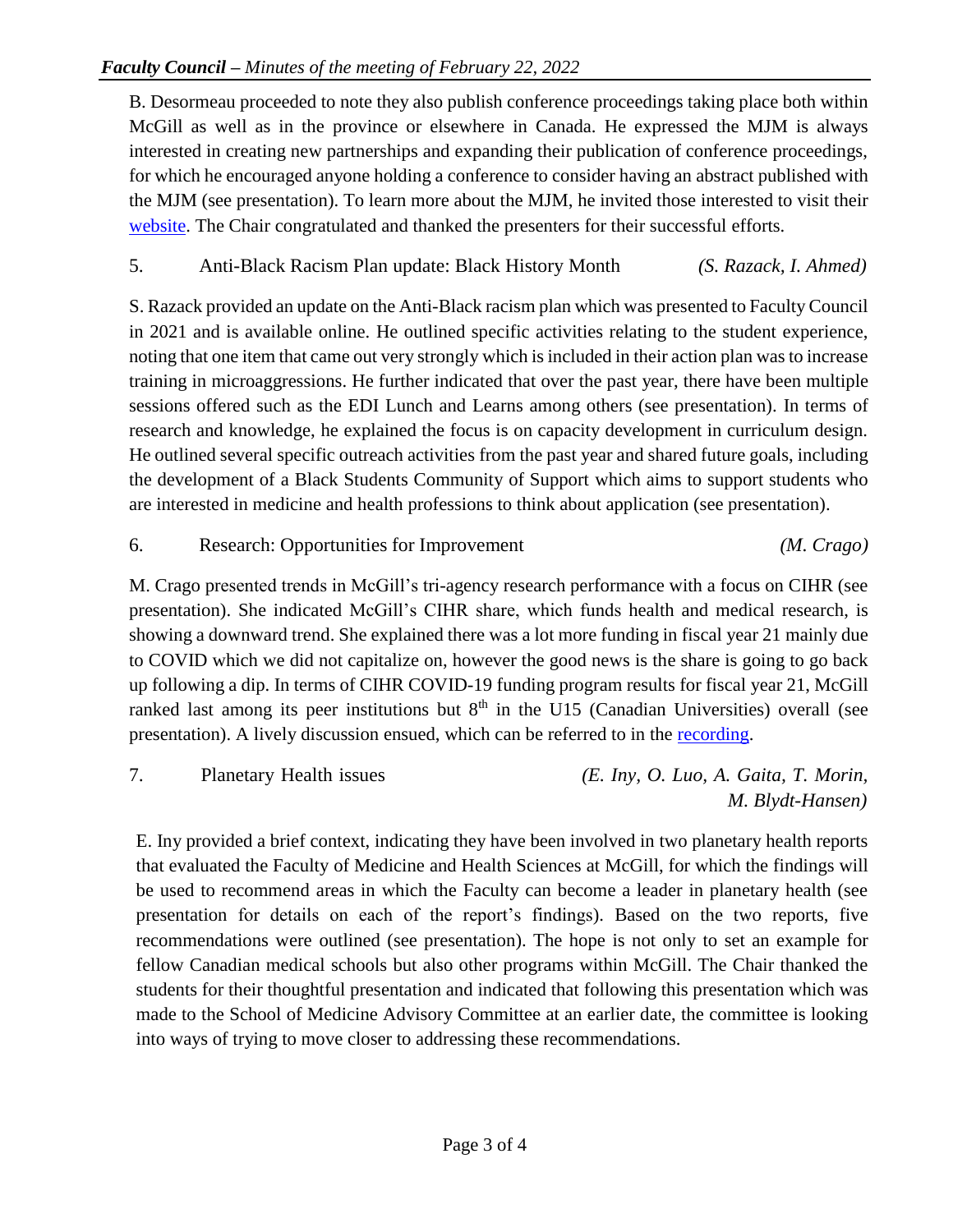B. Desormeau proceeded to note they also publish conference proceedings taking place both within McGill as well as in the province or elsewhere in Canada. He expressed the MJM is always interested in creating new partnerships and expanding their publication of conference proceedings, for which he encouraged anyone holding a conference to consider having an abstract published with the MJM (see presentation). To learn more about the MJM, he invited those interested to visit their website. The Chair congratulated and thanked the presenters for their successful efforts.

5. Anti-Black Racism Plan update: Black History Month *(S. Razack, I. Ahmed)*

S. Razack provided an update on the Anti-Black racism plan which was presented to Faculty Council in 2021 and is available online. He outlined specific activities relating to the student experience, noting that one item that came out very strongly which is included in their action plan was to increase training in microaggressions. He further indicated that over the past year, there have been multiple sessions offered such as the EDI Lunch and Learns among others (see presentation). In terms of research and knowledge, he explained the focus is on capacity development in curriculum design. He outlined several specific outreach activities from the past year and shared future goals, including the development of a Black Students Community of Support which aims to support students who are interested in medicine and health professions to think about application (see presentation).

6. Research: Opportunities for Improvement *(M. Crago)*

M. Crago presented trends in McGill's tri-agency research performance with a focus on CIHR (see presentation). She indicated McGill's CIHR share, which funds health and medical research, is showing a downward trend. She explained there was a lot more funding in fiscal year 21 mainly due to COVID which we did not capitalize on, however the good news is the share is going to go back up following a dip. In terms of CIHR COVID-19 funding program results for fiscal year 21, McGill ranked last among its peer institutions but 8$^{th}$ in the U15 (Canadian Universities) overall (see presentation). A lively discussion ensued, which can be referred to in the recording.

7. Planetary Health issues *(E. Iny, O. Luo, A. Gaita, T. Morin, M. Blydt-Hansen)*

E. Iny provided a brief context, indicating they have been involved in two planetary health reports that evaluated the Faculty of Medicine and Health Sciences at McGill, for which the findings will be used to recommend areas in which the Faculty can become a leader in planetary health (see presentation for details on each of the report's findings). Based on the two reports, five recommendations were outlined (see presentation). The hope is not only to set an example for fellow Canadian medical schools but also other programs within McGill. The Chair thanked the students for their thoughtful presentation and indicated that following this presentation which was made to the School of Medicine Advisory Committee at an earlier date, the committee is looking into ways of trying to move closer to addressing these recommendations.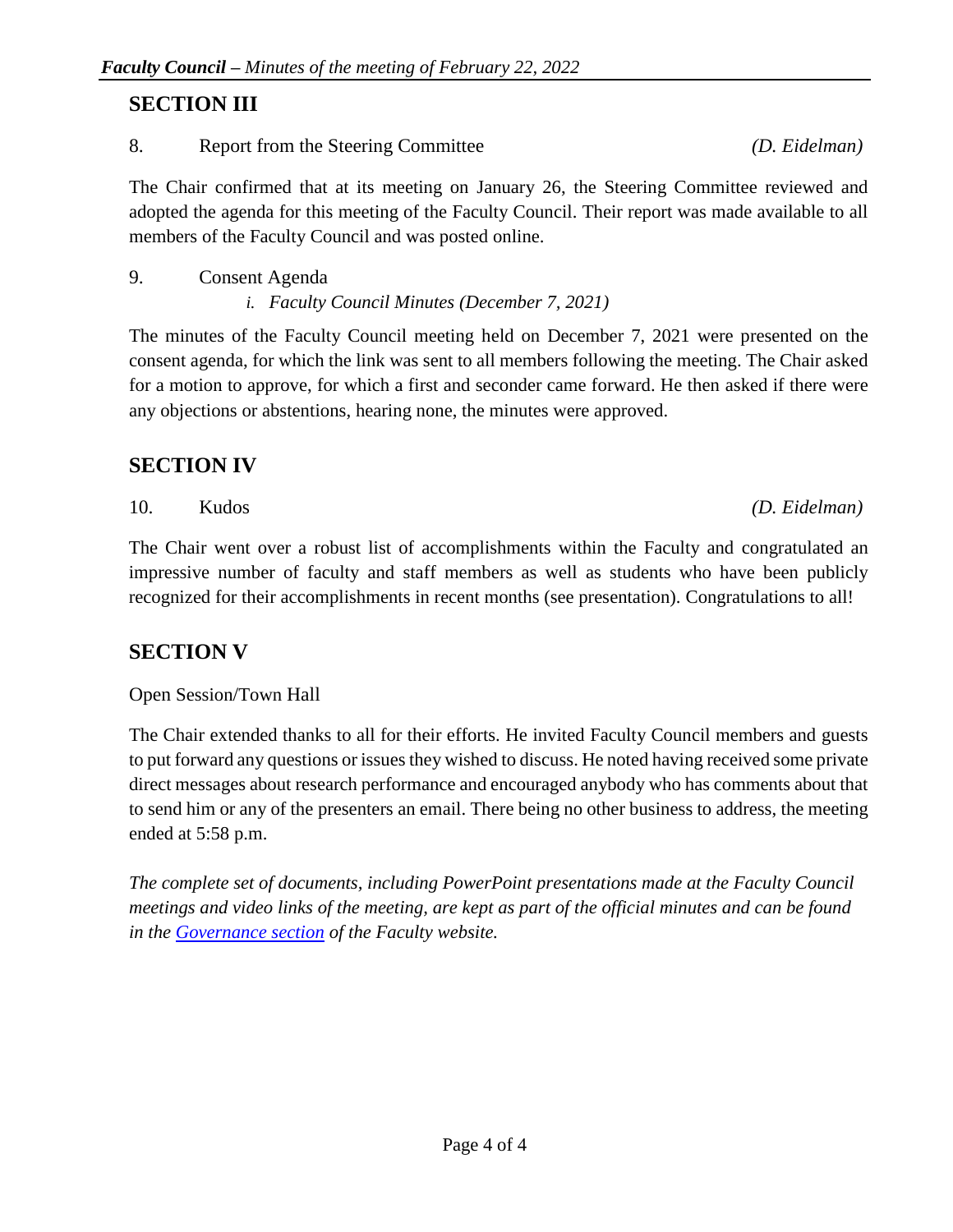## SECTION III

8. Report from the Steering Committee *(D. Eidelman)*

The Chair confirmed that at its meeting on January 26, the Steering Committee reviewed and adopted the agenda for this meeting of the Faculty Council. Their report was made available to all members of the Faculty Council and was posted online.

9. Consent Agenda
   *i. Faculty Council Minutes (December 7, 2021)*

The minutes of the Faculty Council meeting held on December 7, 2021 were presented on the consent agenda, for which the link was sent to all members following the meeting. The Chair asked for a motion to approve, for which a first and seconder came forward. He then asked if there were any objections or abstentions, hearing none, the minutes were approved.

## SECTION IV

10. Kudos *(D. Eidelman)*

The Chair went over a robust list of accomplishments within the Faculty and congratulated an impressive number of faculty and staff members as well as students who have been publicly recognized for their accomplishments in recent months (see presentation). Congratulations to all!

## SECTION V

Open Session/Town Hall

The Chair extended thanks to all for their efforts. He invited Faculty Council members and guests to put forward any questions or issues they wished to discuss. He noted having received some private direct messages about research performance and encouraged anybody who has comments about that to send him or any of the presenters an email. There being no other business to address, the meeting ended at 5:58 p.m.

*The complete set of documents, including PowerPoint presentations made at the Faculty Council meetings and video links of the meeting, are kept as part of the official minutes and can be found in the Governance section of the Faculty website.*